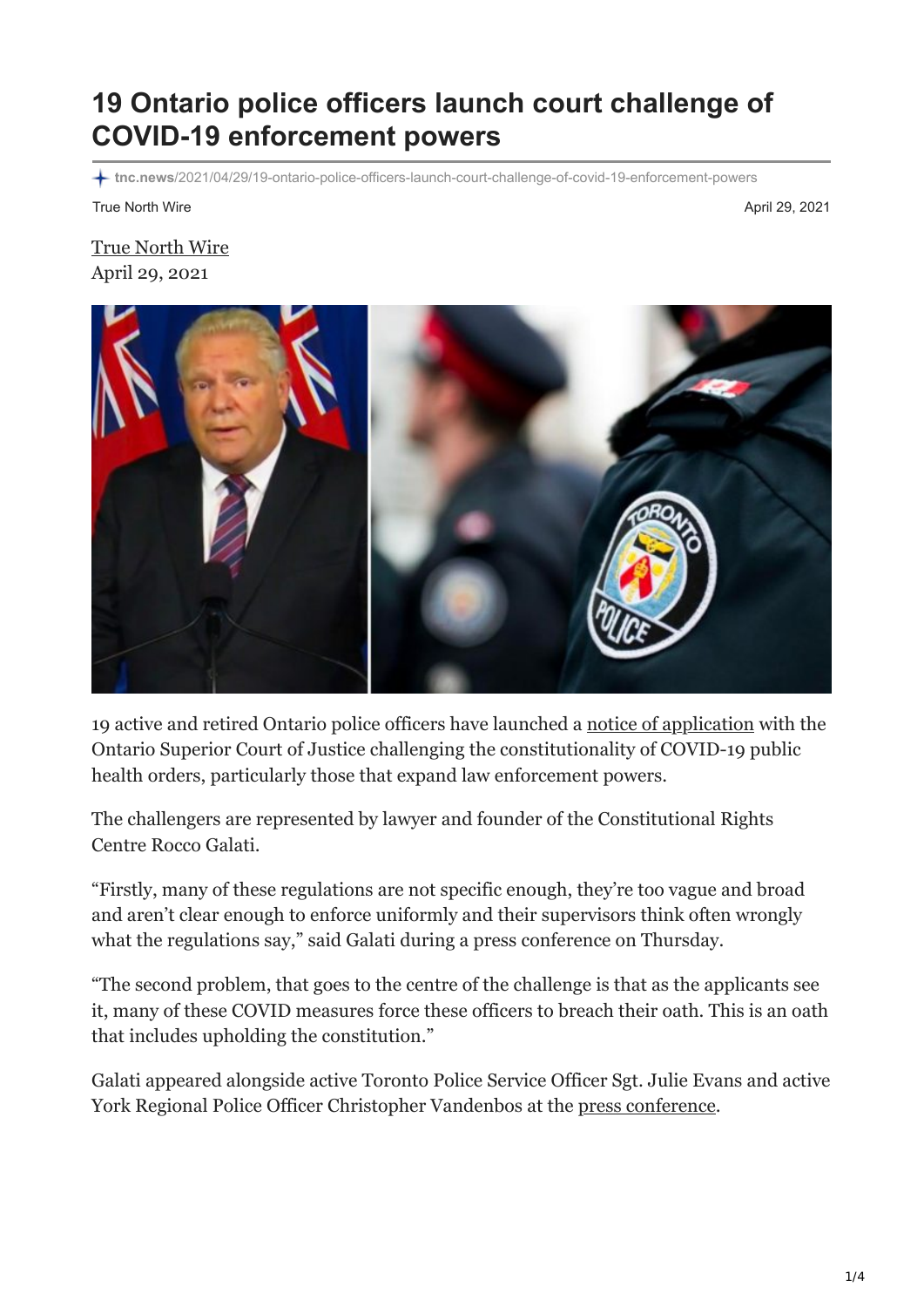# 19 Ontario police officers launch court challenge of COVID-19 enforcement powers

tnc.news/2021/04/29/19-ontario-police-officers-launch-court-challenge-of-covid-19-enforcement-powers

True North Wire
April 29, 2021

True North Wire
April 29, 2021

19 active and retired Ontario police officers have launched a notice of application with the Ontario Superior Court of Justice challenging the constitutionality of COVID-19 public health orders, particularly those that expand law enforcement powers.

The challengers are represented by lawyer and founder of the Constitutional Rights Centre Rocco Galati.

"Firstly, many of these regulations are not specific enough, they're too vague and broad and aren't clear enough to enforce uniformly and their supervisors think often wrongly what the regulations say," said Galati during a press conference on Thursday.

"The second problem, that goes to the centre of the challenge is that as the applicants see it, many of these COVID measures force these officers to breach their oath. This is an oath that includes upholding the constitution."

Galati appeared alongside active Toronto Police Service Officer Sgt. Julie Evans and active York Regional Police Officer Christopher Vandenbos at the press conference.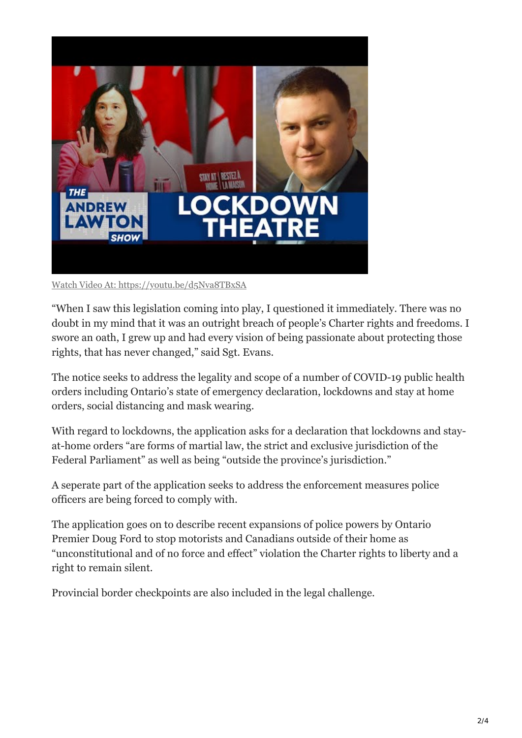Watch Video At: https://youtu.be/d5Nva8TBxSA

“When I saw this legislation coming into play, I questioned it immediately. There was no doubt in my mind that it was an outright breach of people’s Charter rights and freedoms. I swore an oath, I grew up and had every vision of being passionate about protecting those rights, that has never changed,” said Sgt. Evans.

The notice seeks to address the legality and scope of a number of COVID-19 public health orders including Ontario’s state of emergency declaration, lockdowns and stay at home orders, social distancing and mask wearing.

With regard to lockdowns, the application asks for a declaration that lockdowns and stay-at-home orders “are forms of martial law, the strict and exclusive jurisdiction of the Federal Parliament” as well as being “outside the province’s jurisdiction.”

A seperate part of the application seeks to address the enforcement measures police officers are being forced to comply with.

The application goes on to describe recent expansions of police powers by Ontario Premier Doug Ford to stop motorists and Canadians outside of their home as “unconstitutional and of no force and effect” violation the Charter rights to liberty and a right to remain silent.

Provincial border checkpoints are also included in the legal challenge.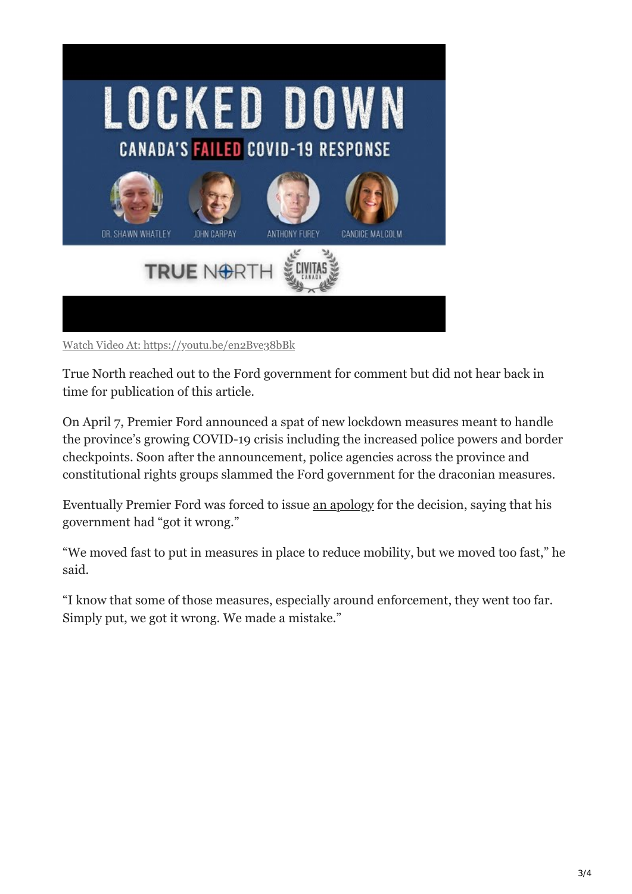Watch Video At: https://youtu.be/en2Bve38bBk

True North reached out to the Ford government for comment but did not hear back in time for publication of this article.

On April 7, Premier Ford announced a spat of new lockdown measures meant to handle the province's growing COVID-19 crisis including the increased police powers and border checkpoints. Soon after the announcement, police agencies across the province and constitutional rights groups slammed the Ford government for the draconian measures.

Eventually Premier Ford was forced to issue an apology for the decision, saying that his government had "got it wrong."

"We moved fast to put in measures in place to reduce mobility, but we moved too fast," he said.

"I know that some of those measures, especially around enforcement, they went too far. Simply put, we got it wrong. We made a mistake."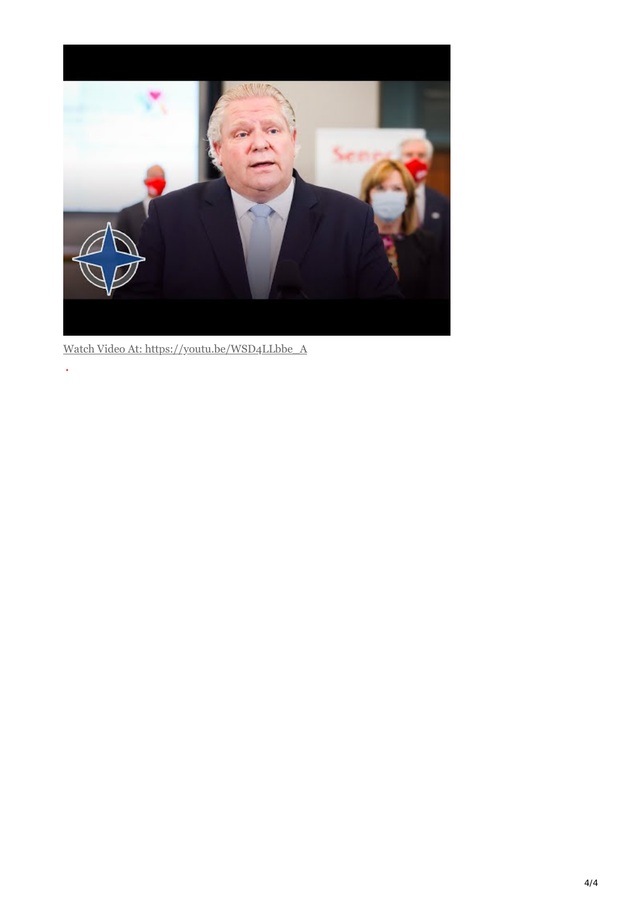Watch Video At: https://youtu.be/WSD4LLbbe_A